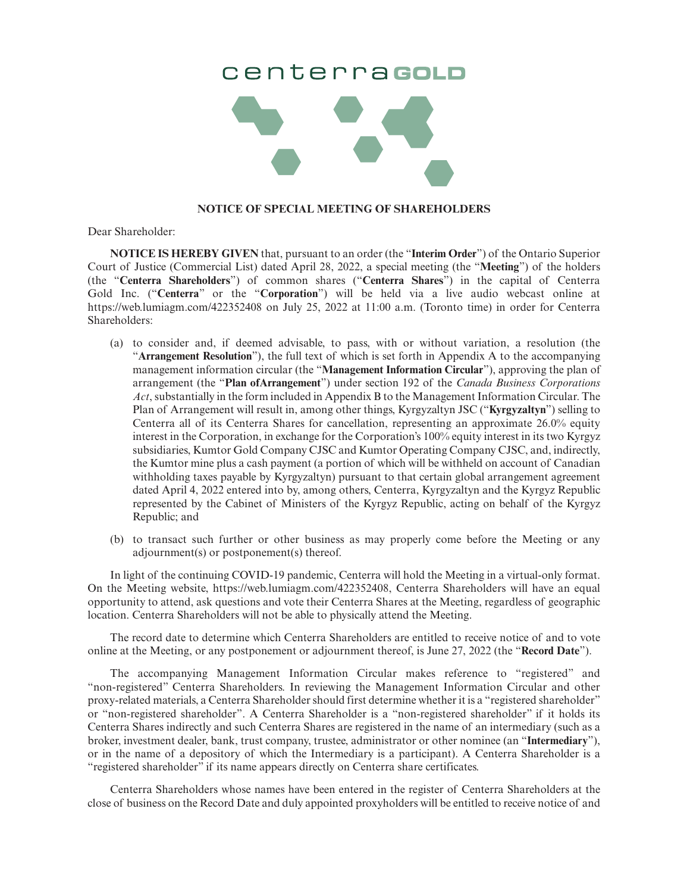centerra GOLD

**NOTICE OF SPECIAL MEETING OF SHAREHOLDERS**

Dear Shareholder:

**NOTICE IS HEREBY GIVEN** that, pursuant to an order (the "**Interim Order**") of the Ontario Superior Court of Justice (Commercial List) dated April 28, 2022, a special meeting (the "**Meeting**") of the holders (the "**Centerra Shareholders**") of common shares ("**Centerra Shares**") in the capital of Centerra Gold Inc. ("**Centerra**" or the "**Corporation**") will be held via a live audio webcast online at https://web.lumiagm.com/422352408 on July 25, 2022 at 11:00 a.m. (Toronto time) in order for Centerra Shareholders:

(a) to consider and, if deemed advisable, to pass, with or without variation, a resolution (the "**Arrangement Resolution**"), the full text of which is set forth in Appendix A to the accompanying management information circular (the "**Management Information Circular**"), approving the plan of arrangement (the "**Plan ofArrangement**") under section 192 of the *Canada Business Corporations Act*, substantially in the form included in Appendix B to the Management Information Circular. The Plan of Arrangement will result in, among other things, Kyrgyzaltyn JSC ("**Kyrgyzaltyn**") selling to Centerra all of its Centerra Shares for cancellation, representing an approximate 26.0% equity interest in the Corporation, in exchange for the Corporation's 100% equity interest in its two Kyrgyz subsidiaries, Kumtor Gold Company CJSC and Kumtor Operating Company CJSC, and, indirectly, the Kumtor mine plus a cash payment (a portion of which will be withheld on account of Canadian withholding taxes payable by Kyrgyzaltyn) pursuant to that certain global arrangement agreement dated April 4, 2022 entered into by, among others, Centerra, Kyrgyzaltyn and the Kyrgyz Republic represented by the Cabinet of Ministers of the Kyrgyz Republic, acting on behalf of the Kyrgyz Republic; and

(b) to transact such further or other business as may properly come before the Meeting or any adjournment(s) or postponement(s) thereof.

In light of the continuing COVID-19 pandemic, Centerra will hold the Meeting in a virtual-only format. On the Meeting website, https://web.lumiagm.com/422352408, Centerra Shareholders will have an equal opportunity to attend, ask questions and vote their Centerra Shares at the Meeting, regardless of geographic location. Centerra Shareholders will not be able to physically attend the Meeting.

The record date to determine which Centerra Shareholders are entitled to receive notice of and to vote online at the Meeting, or any postponement or adjournment thereof, is June 27, 2022 (the "**Record Date**").

The accompanying Management Information Circular makes reference to "registered" and "non-registered" Centerra Shareholders. In reviewing the Management Information Circular and other proxy-related materials, a Centerra Shareholder should first determine whether it is a "registered shareholder" or "non-registered shareholder". A Centerra Shareholder is a "non-registered shareholder" if it holds its Centerra Shares indirectly and such Centerra Shares are registered in the name of an intermediary (such as a broker, investment dealer, bank, trust company, trustee, administrator or other nominee (an "**Intermediary**"), or in the name of a depository of which the Intermediary is a participant). A Centerra Shareholder is a "registered shareholder" if its name appears directly on Centerra share certificates.

Centerra Shareholders whose names have been entered in the register of Centerra Shareholders at the close of business on the Record Date and duly appointed proxyholders will be entitled to receive notice of and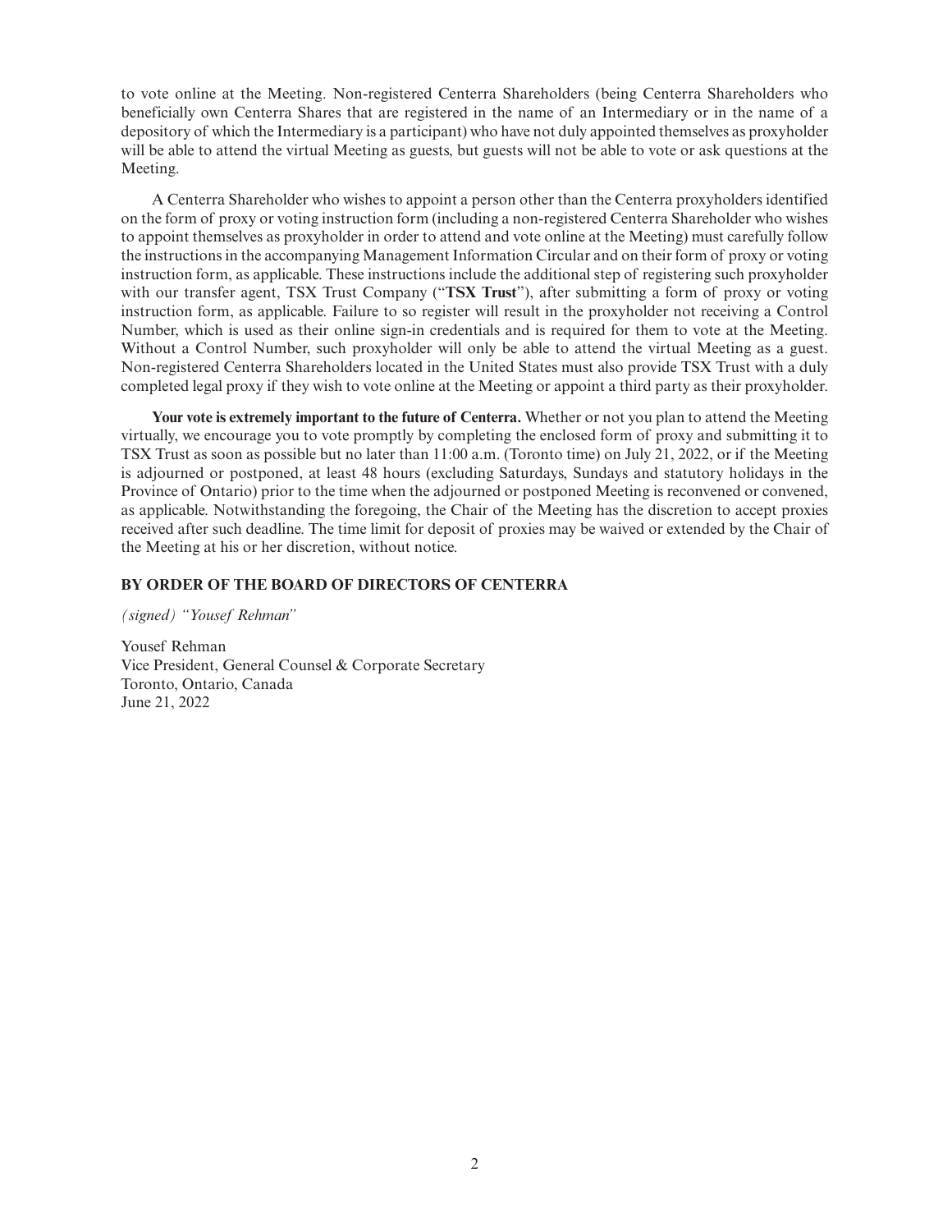to vote online at the Meeting. Non-registered Centerra Shareholders (being Centerra Shareholders who beneficially own Centerra Shares that are registered in the name of an Intermediary or in the name of a depository of which the Intermediary is a participant) who have not duly appointed themselves as proxyholder will be able to attend the virtual Meeting as guests, but guests will not be able to vote or ask questions at the Meeting.

A Centerra Shareholder who wishes to appoint a person other than the Centerra proxyholders identified on the form of proxy or voting instruction form (including a non-registered Centerra Shareholder who wishes to appoint themselves as proxyholder in order to attend and vote online at the Meeting) must carefully follow the instructions in the accompanying Management Information Circular and on their form of proxy or voting instruction form, as applicable. These instructions include the additional step of registering such proxyholder with our transfer agent, TSX Trust Company ("**TSX Trust**"), after submitting a form of proxy or voting instruction form, as applicable. Failure to so register will result in the proxyholder not receiving a Control Number, which is used as their online sign-in credentials and is required for them to vote at the Meeting. Without a Control Number, such proxyholder will only be able to attend the virtual Meeting as a guest. Non-registered Centerra Shareholders located in the United States must also provide TSX Trust with a duly completed legal proxy if they wish to vote online at the Meeting or appoint a third party as their proxyholder.

**Your vote is extremely important to the future of Centerra.** Whether or not you plan to attend the Meeting virtually, we encourage you to vote promptly by completing the enclosed form of proxy and submitting it to TSX Trust as soon as possible but no later than 11:00 a.m. (Toronto time) on July 21, 2022, or if the Meeting is adjourned or postponed, at least 48 hours (excluding Saturdays, Sundays and statutory holidays in the Province of Ontario) prior to the time when the adjourned or postponed Meeting is reconvened or convened, as applicable. Notwithstanding the foregoing, the Chair of the Meeting has the discretion to accept proxies received after such deadline. The time limit for deposit of proxies may be waived or extended by the Chair of the Meeting at his or her discretion, without notice.

**BY ORDER OF THE BOARD OF DIRECTORS OF CENTERRA**

*(signed) "Yousef Rehman"*

Yousef Rehman
Vice President, General Counsel & Corporate Secretary
Toronto, Ontario, Canada
June 21, 2022